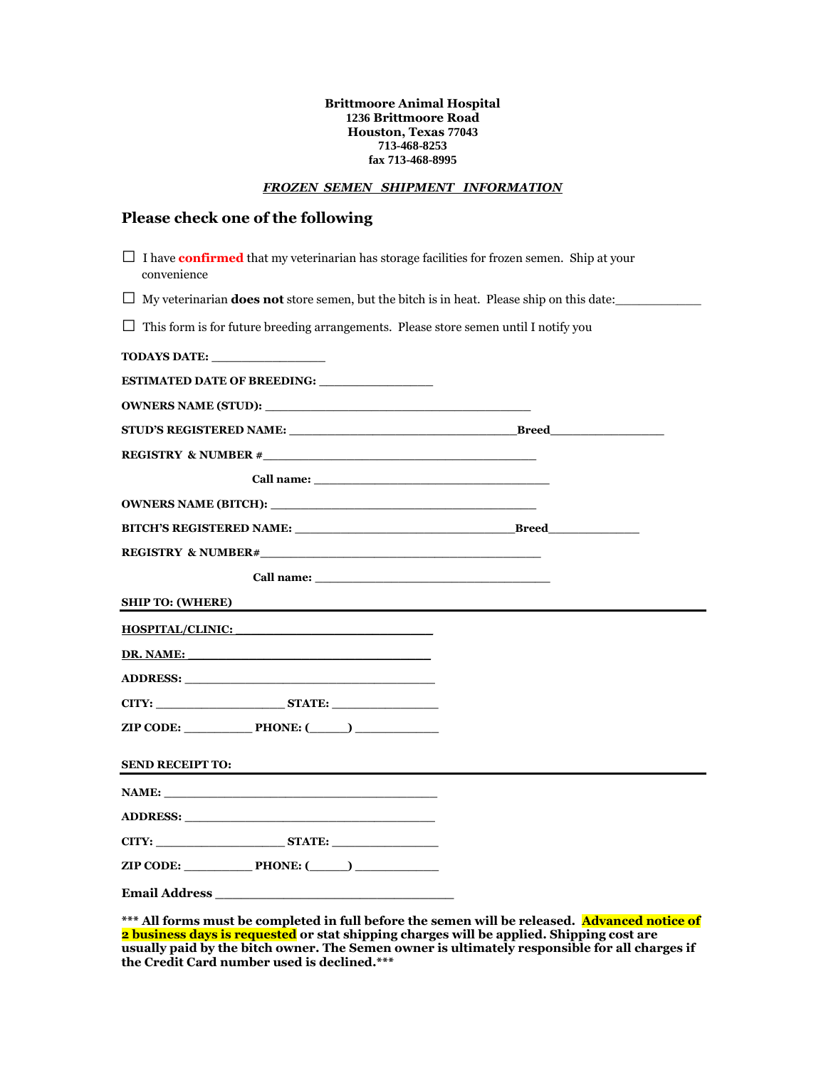**Brittmoore Animal Hospital**
**1236 Brittmoore Road**
**Houston, Texas 77043**
**713-468-8253**
**fax 713-468-8995**

***FROZEN SEMEN SHIPMENT INFORMATION***

## Please check one of the following

☐ I have **confirmed** that my veterinarian has storage facilities for frozen semen. Ship at your convenience

☐ My veterinarian **does not** store semen, but the bitch is in heat. Please ship on this date:____________

☐ This form is for future breeding arrangements. Please store semen until I notify you

**TODAYS DATE:** ________________

**ESTIMATED DATE OF BREEDING:** ________________

**OWNERS NAME (STUD):** ______________________________________

**STUD'S REGISTERED NAME:** ________________________________**Breed**________________

**REGISTRY & NUMBER #**_______________________________________

**Call name:** _________________________________

**OWNERS NAME (BITCH):** ______________________________________

**BITCH'S REGISTERED NAME:** ______________________________**Breed**_____________

**REGISTRY & NUMBER#**_________________________________________

**Call name:** _________________________________

**SHIP TO: (WHERE)**

**HOSPITAL/CLINIC:** ___________________________

**DR. NAME:** __________________________________

**ADDRESS:** __________________________________

**CITY:** __________________ **STATE:** _______________

**ZIP CODE:** __________ **PHONE: (_____)** ____________

**SEND RECEIPT TO:**

**NAME:** _________________________________________

**ADDRESS:** __________________________________

**CITY:** __________________ **STATE:** _______________

**ZIP CODE:** __________ **PHONE: (_____)** ____________

**Email Address** _________________________________

**\*\*\* All forms must be completed in full before the semen will be released. Advanced notice of 2 business days is requested or stat shipping charges will be applied. Shipping cost are usually paid by the bitch owner. The Semen owner is ultimately responsible for all charges if the Credit Card number used is declined.\*\*\***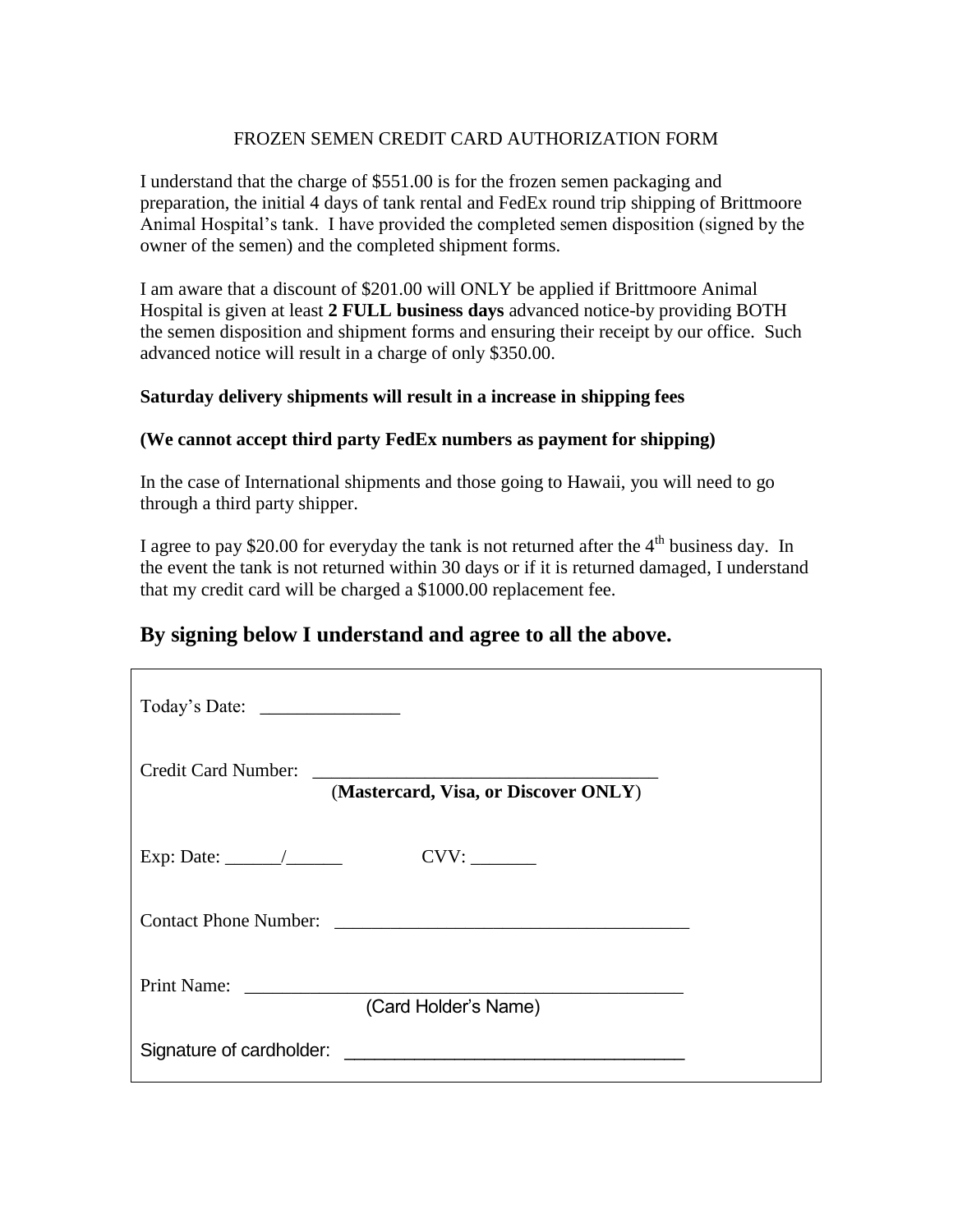FROZEN SEMEN CREDIT CARD AUTHORIZATION FORM

I understand that the charge of $551.00 is for the frozen semen packaging and preparation, the initial 4 days of tank rental and FedEx round trip shipping of Brittmoore Animal Hospital's tank. I have provided the completed semen disposition (signed by the owner of the semen) and the completed shipment forms.

I am aware that a discount of $201.00 will ONLY be applied if Brittmoore Animal Hospital is given at least **2 FULL business days** advanced notice-by providing BOTH the semen disposition and shipment forms and ensuring their receipt by our office. Such advanced notice will result in a charge of only $350.00.

**Saturday delivery shipments will result in a increase in shipping fees**

**(We cannot accept third party FedEx numbers as payment for shipping)**

In the case of International shipments and those going to Hawaii, you will need to go through a third party shipper.

I agree to pay $20.00 for everyday the tank is not returned after the 4th business day. In the event the tank is not returned within 30 days or if it is returned damaged, I understand that my credit card will be charged a $1000.00 replacement fee.

## By signing below I understand and agree to all the above.

Today's Date: _______________

Credit Card Number: ____________________________________
(**Mastercard, Visa, or Discover ONLY**)

Exp: Date: ______/______ CVV: _______

Contact Phone Number: ______________________________________

Print Name: _____________________________________________
(Card Holder's Name)

Signature of cardholder: ____________________________________